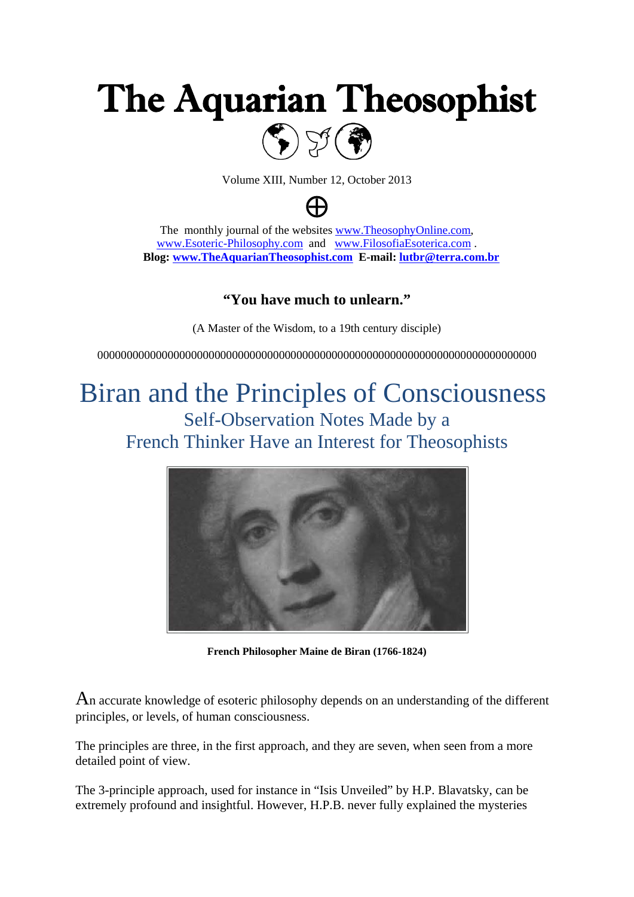# The Aquarian Theosophist

Volume XIII, Number 12, October 2013

⊕

The monthly journal of the websites www.TheosophyOnline.com, www.Esoteric-Philosophy.com and www.FilosofiaEsoterica.com .
**Blog: www.TheAquarianTheosophist.com E-mail: lutbr@terra.com.br**

**"You have much to unlearn."**

(A Master of the Wisdom, to a 19th century disciple)

000000000000000000000000000000000000000000000000000000000000000000000000

## Biran and the Principles of Consciousness

### Self-Observation Notes Made by a French Thinker Have an Interest for Theosophists

**French Philosopher Maine de Biran (1766-1824)**

An accurate knowledge of esoteric philosophy depends on an understanding of the different principles, or levels, of human consciousness.

The principles are three, in the first approach, and they are seven, when seen from a more detailed point of view.

The 3-principle approach, used for instance in "Isis Unveiled" by H.P. Blavatsky, can be extremely profound and insightful. However, H.P.B. never fully explained the mysteries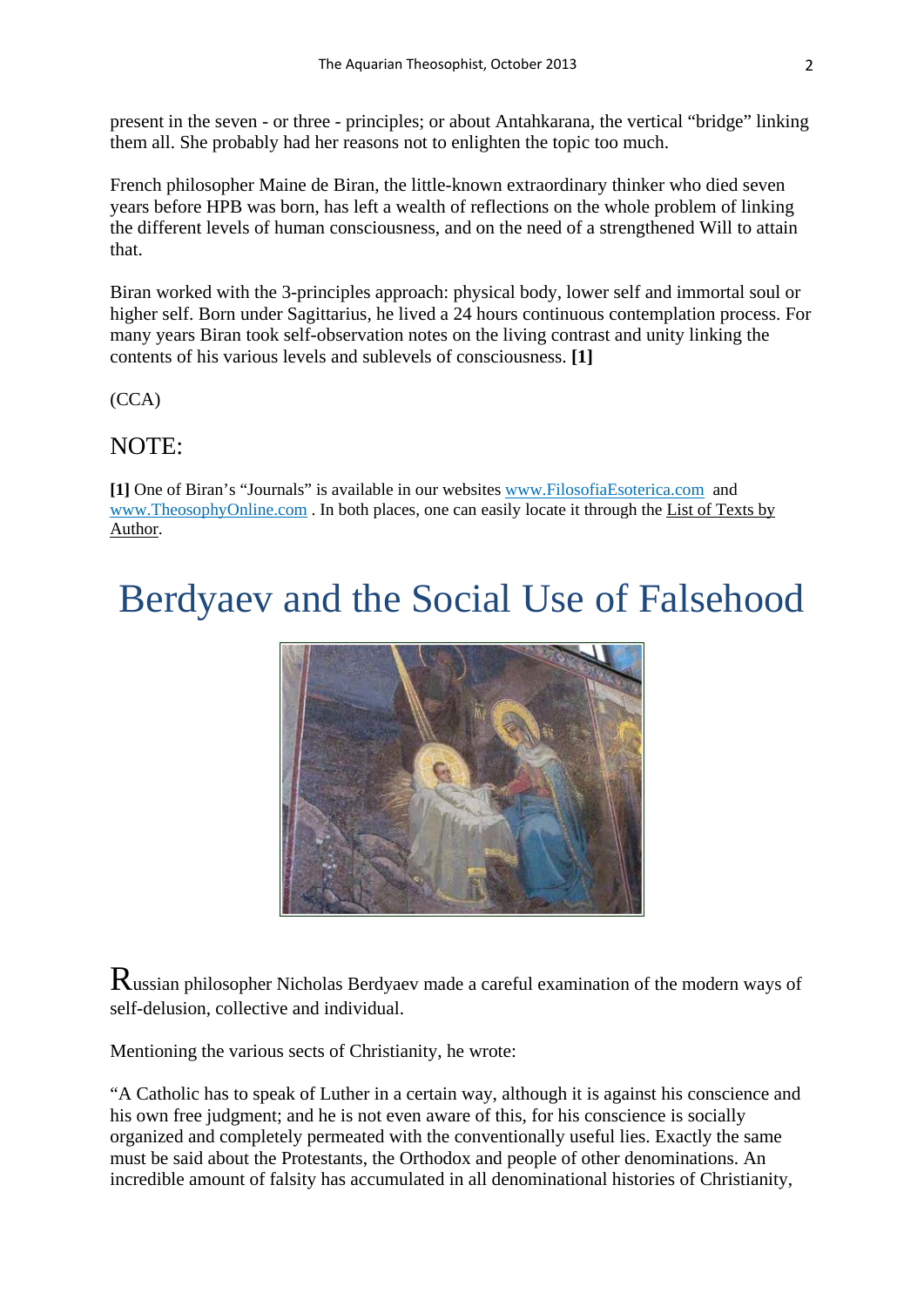present in the seven - or three - principles; or about Antahkarana, the vertical "bridge" linking them all. She probably had her reasons not to enlighten the topic too much.

French philosopher Maine de Biran, the little-known extraordinary thinker who died seven years before HPB was born, has left a wealth of reflections on the whole problem of linking the different levels of human consciousness, and on the need of a strengthened Will to attain that.

Biran worked with the 3-principles approach: physical body, lower self and immortal soul or higher self. Born under Sagittarius, he lived a 24 hours continuous contemplation process. For many years Biran took self-observation notes on the living contrast and unity linking the contents of his various levels and sublevels of consciousness. **[1]**

(CCA)

## NOTE:

**[1]** One of Biran's "Journals" is available in our websites www.FilosofiaEsoterica.com and www.TheosophyOnline.com . In both places, one can easily locate it through the List of Texts by Author.

# Berdyaev and the Social Use of Falsehood

Russian philosopher Nicholas Berdyaev made a careful examination of the modern ways of self-delusion, collective and individual.

Mentioning the various sects of Christianity, he wrote:

"A Catholic has to speak of Luther in a certain way, although it is against his conscience and his own free judgment; and he is not even aware of this, for his conscience is socially organized and completely permeated with the conventionally useful lies. Exactly the same must be said about the Protestants, the Orthodox and people of other denominations. An incredible amount of falsity has accumulated in all denominational histories of Christianity,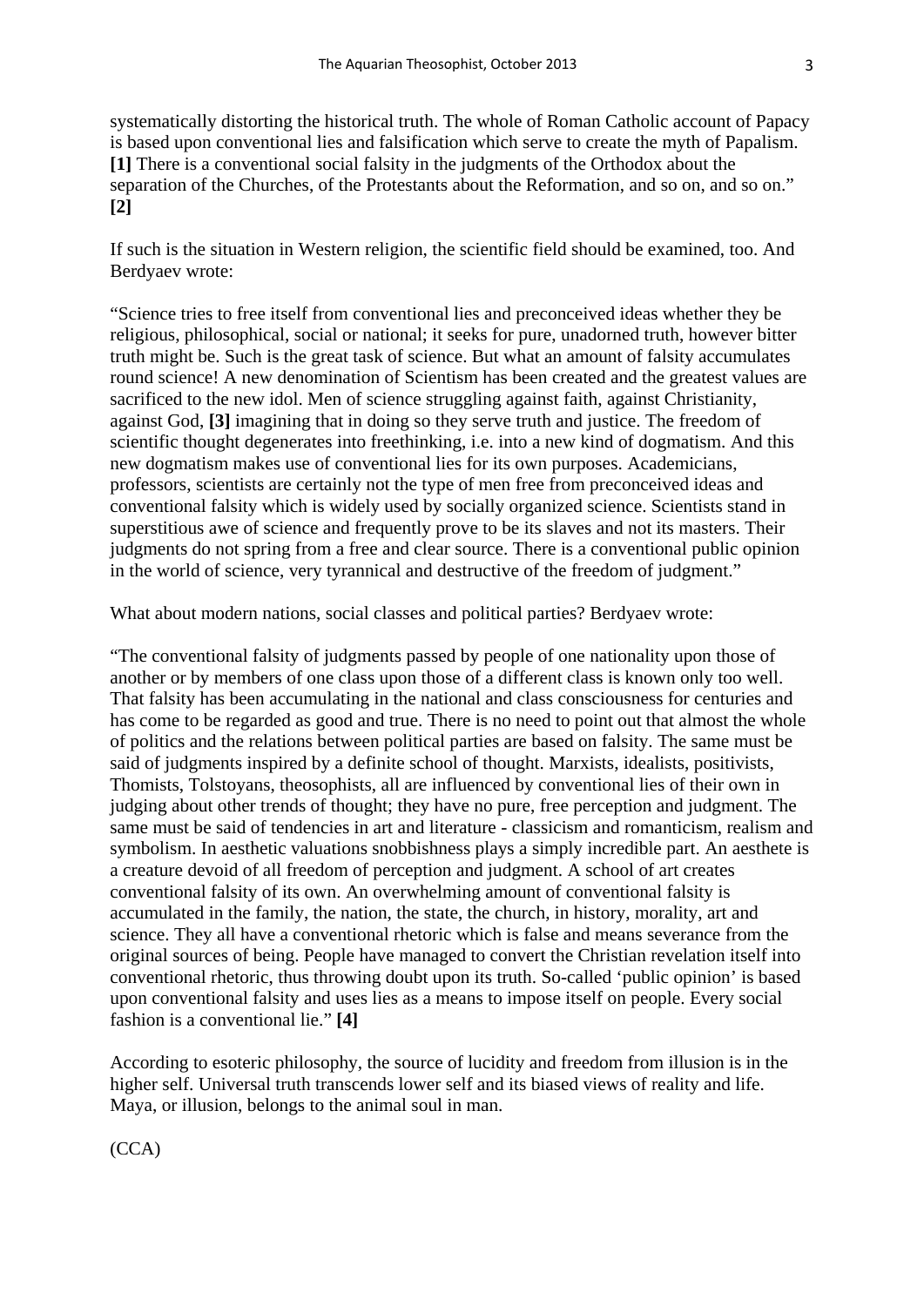systematically distorting the historical truth. The whole of Roman Catholic account of Papacy is based upon conventional lies and falsification which serve to create the myth of Papalism. **[1]** There is a conventional social falsity in the judgments of the Orthodox about the separation of the Churches, of the Protestants about the Reformation, and so on, and so on." **[2]**

If such is the situation in Western religion, the scientific field should be examined, too. And Berdyaev wrote:

"Science tries to free itself from conventional lies and preconceived ideas whether they be religious, philosophical, social or national; it seeks for pure, unadorned truth, however bitter truth might be. Such is the great task of science. But what an amount of falsity accumulates round science! A new denomination of Scientism has been created and the greatest values are sacrificed to the new idol. Men of science struggling against faith, against Christianity, against God, **[3]** imagining that in doing so they serve truth and justice. The freedom of scientific thought degenerates into freethinking, i.e. into a new kind of dogmatism. And this new dogmatism makes use of conventional lies for its own purposes. Academicians, professors, scientists are certainly not the type of men free from preconceived ideas and conventional falsity which is widely used by socially organized science. Scientists stand in superstitious awe of science and frequently prove to be its slaves and not its masters. Their judgments do not spring from a free and clear source. There is a conventional public opinion in the world of science, very tyrannical and destructive of the freedom of judgment."

What about modern nations, social classes and political parties? Berdyaev wrote:

"The conventional falsity of judgments passed by people of one nationality upon those of another or by members of one class upon those of a different class is known only too well. That falsity has been accumulating in the national and class consciousness for centuries and has come to be regarded as good and true. There is no need to point out that almost the whole of politics and the relations between political parties are based on falsity. The same must be said of judgments inspired by a definite school of thought. Marxists, idealists, positivists, Thomists, Tolstoyans, theosophists, all are influenced by conventional lies of their own in judging about other trends of thought; they have no pure, free perception and judgment. The same must be said of tendencies in art and literature - classicism and romanticism, realism and symbolism. In aesthetic valuations snobbishness plays a simply incredible part. An aesthete is a creature devoid of all freedom of perception and judgment. A school of art creates conventional falsity of its own. An overwhelming amount of conventional falsity is accumulated in the family, the nation, the state, the church, in history, morality, art and science. They all have a conventional rhetoric which is false and means severance from the original sources of being. People have managed to convert the Christian revelation itself into conventional rhetoric, thus throwing doubt upon its truth. So-called 'public opinion' is based upon conventional falsity and uses lies as a means to impose itself on people. Every social fashion is a conventional lie." **[4]**

According to esoteric philosophy, the source of lucidity and freedom from illusion is in the higher self. Universal truth transcends lower self and its biased views of reality and life. Maya, or illusion, belongs to the animal soul in man.

(CCA)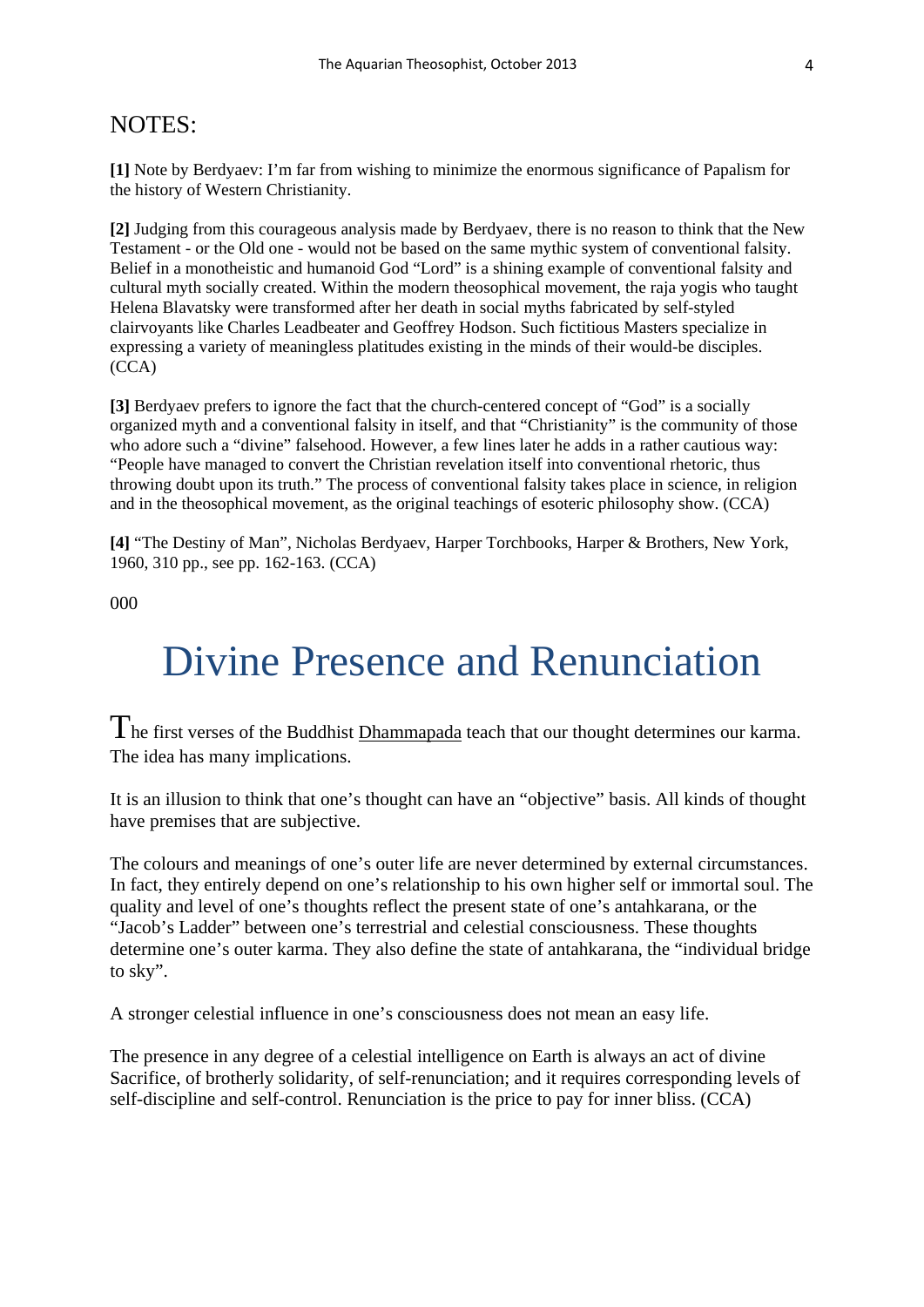## NOTES:

**[1]** Note by Berdyaev: I'm far from wishing to minimize the enormous significance of Papalism for the history of Western Christianity.

**[2]** Judging from this courageous analysis made by Berdyaev, there is no reason to think that the New Testament - or the Old one - would not be based on the same mythic system of conventional falsity. Belief in a monotheistic and humanoid God "Lord" is a shining example of conventional falsity and cultural myth socially created. Within the modern theosophical movement, the raja yogis who taught Helena Blavatsky were transformed after her death in social myths fabricated by self-styled clairvoyants like Charles Leadbeater and Geoffrey Hodson. Such fictitious Masters specialize in expressing a variety of meaningless platitudes existing in the minds of their would-be disciples. (CCA)

**[3]** Berdyaev prefers to ignore the fact that the church-centered concept of "God" is a socially organized myth and a conventional falsity in itself, and that "Christianity" is the community of those who adore such a "divine" falsehood. However, a few lines later he adds in a rather cautious way: "People have managed to convert the Christian revelation itself into conventional rhetoric, thus throwing doubt upon its truth." The process of conventional falsity takes place in science, in religion and in the theosophical movement, as the original teachings of esoteric philosophy show. (CCA)

**[4]** "The Destiny of Man", Nicholas Berdyaev, Harper Torchbooks, Harper & Brothers, New York, 1960, 310 pp., see pp. 162-163. (CCA)

000

# Divine Presence and Renunciation

The first verses of the Buddhist Dhammapada teach that our thought determines our karma. The idea has many implications.

It is an illusion to think that one's thought can have an "objective" basis. All kinds of thought have premises that are subjective.

The colours and meanings of one's outer life are never determined by external circumstances. In fact, they entirely depend on one's relationship to his own higher self or immortal soul. The quality and level of one's thoughts reflect the present state of one's antahkarana, or the "Jacob's Ladder" between one's terrestrial and celestial consciousness. These thoughts determine one's outer karma. They also define the state of antahkarana, the "individual bridge to sky".

A stronger celestial influence in one's consciousness does not mean an easy life.

The presence in any degree of a celestial intelligence on Earth is always an act of divine Sacrifice, of brotherly solidarity, of self-renunciation; and it requires corresponding levels of self-discipline and self-control. Renunciation is the price to pay for inner bliss. (CCA)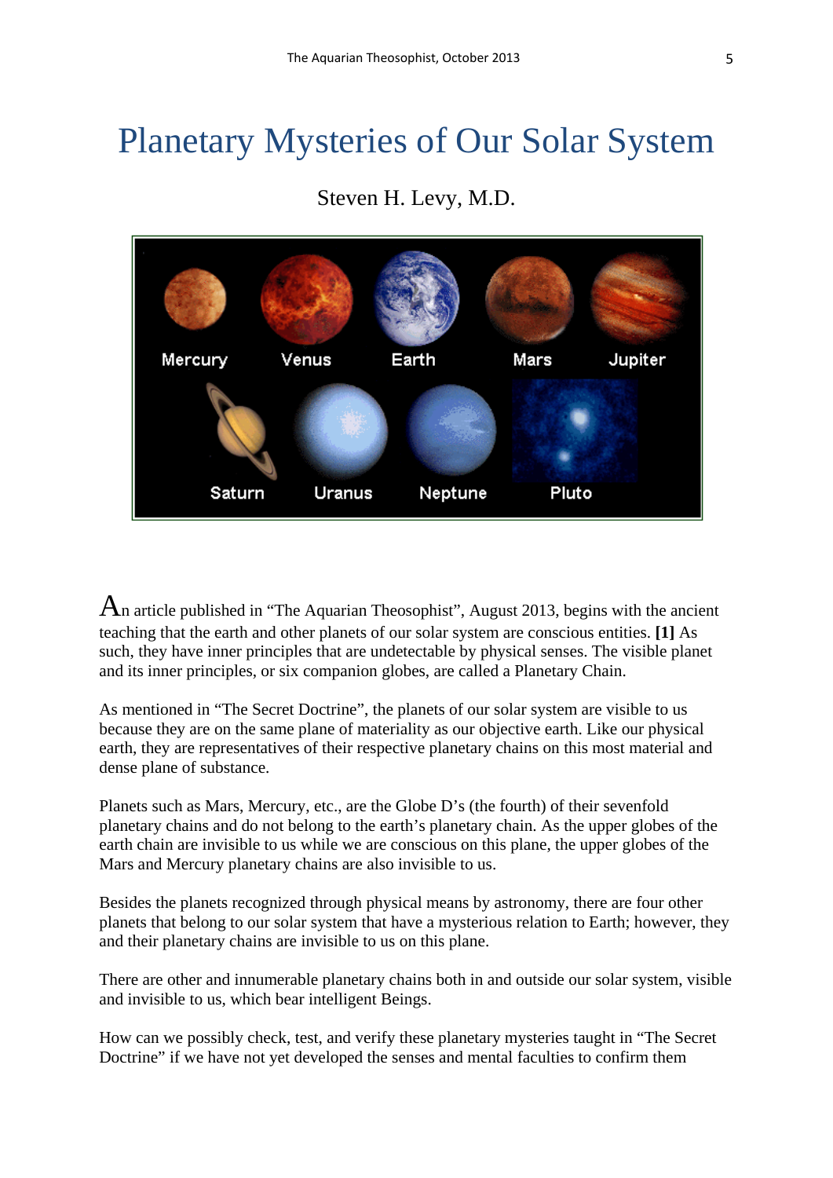# Planetary Mysteries of Our Solar System

Steven H. Levy, M.D.

An article published in "The Aquarian Theosophist", August 2013, begins with the ancient teaching that the earth and other planets of our solar system are conscious entities. **[1]** As such, they have inner principles that are undetectable by physical senses. The visible planet and its inner principles, or six companion globes, are called a Planetary Chain.

As mentioned in "The Secret Doctrine", the planets of our solar system are visible to us because they are on the same plane of materiality as our objective earth. Like our physical earth, they are representatives of their respective planetary chains on this most material and dense plane of substance.

Planets such as Mars, Mercury, etc., are the Globe D's (the fourth) of their sevenfold planetary chains and do not belong to the earth's planetary chain. As the upper globes of the earth chain are invisible to us while we are conscious on this plane, the upper globes of the Mars and Mercury planetary chains are also invisible to us.

Besides the planets recognized through physical means by astronomy, there are four other planets that belong to our solar system that have a mysterious relation to Earth; however, they and their planetary chains are invisible to us on this plane.

There are other and innumerable planetary chains both in and outside our solar system, visible and invisible to us, which bear intelligent Beings.

How can we possibly check, test, and verify these planetary mysteries taught in "The Secret Doctrine" if we have not yet developed the senses and mental faculties to confirm them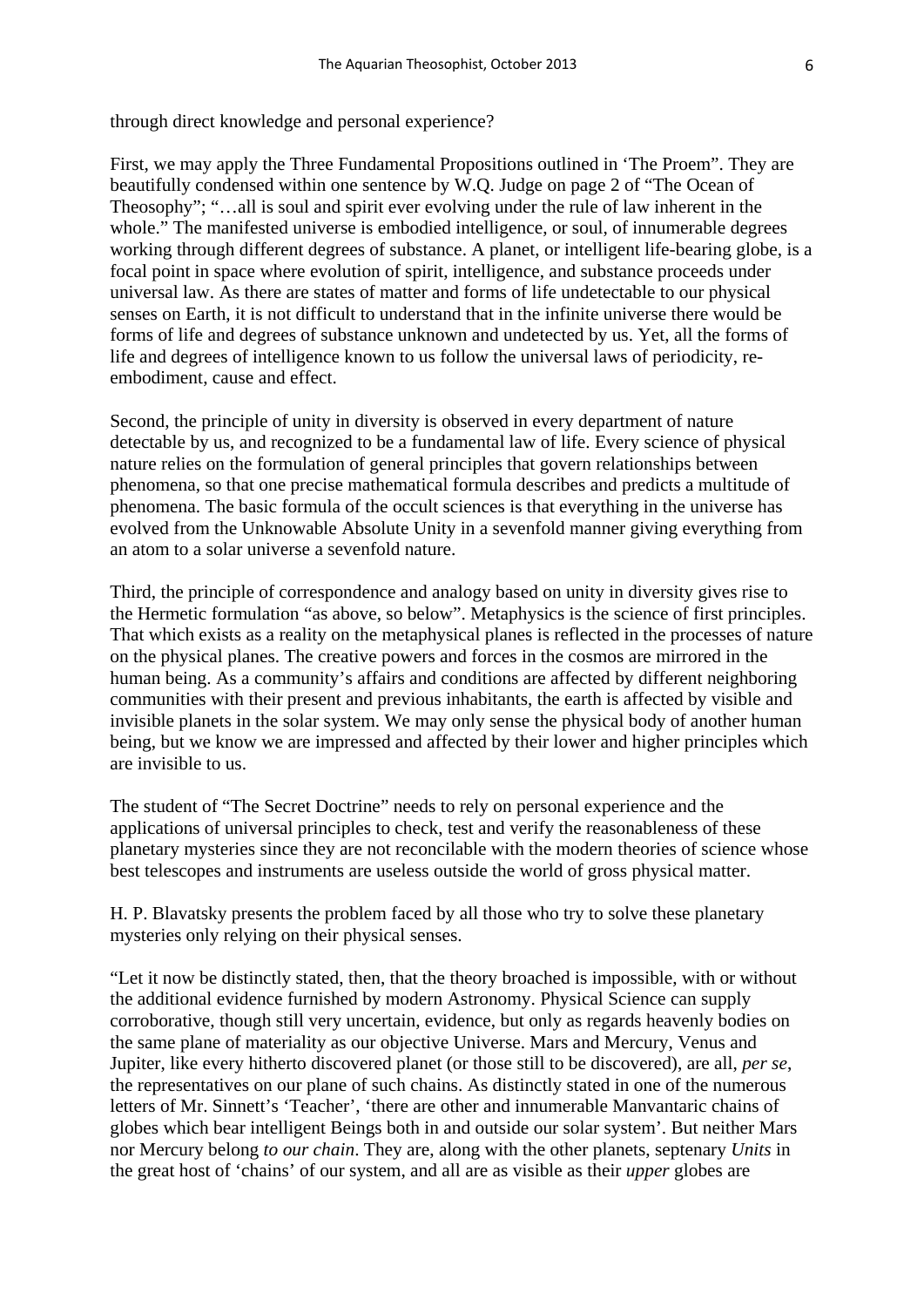through direct knowledge and personal experience?

First, we may apply the Three Fundamental Propositions outlined in 'The Proem". They are beautifully condensed within one sentence by W.Q. Judge on page 2 of "The Ocean of Theosophy"; "…all is soul and spirit ever evolving under the rule of law inherent in the whole." The manifested universe is embodied intelligence, or soul, of innumerable degrees working through different degrees of substance. A planet, or intelligent life-bearing globe, is a focal point in space where evolution of spirit, intelligence, and substance proceeds under universal law. As there are states of matter and forms of life undetectable to our physical senses on Earth, it is not difficult to understand that in the infinite universe there would be forms of life and degrees of substance unknown and undetected by us. Yet, all the forms of life and degrees of intelligence known to us follow the universal laws of periodicity, re-embodiment, cause and effect.

Second, the principle of unity in diversity is observed in every department of nature detectable by us, and recognized to be a fundamental law of life. Every science of physical nature relies on the formulation of general principles that govern relationships between phenomena, so that one precise mathematical formula describes and predicts a multitude of phenomena. The basic formula of the occult sciences is that everything in the universe has evolved from the Unknowable Absolute Unity in a sevenfold manner giving everything from an atom to a solar universe a sevenfold nature.

Third, the principle of correspondence and analogy based on unity in diversity gives rise to the Hermetic formulation "as above, so below". Metaphysics is the science of first principles. That which exists as a reality on the metaphysical planes is reflected in the processes of nature on the physical planes. The creative powers and forces in the cosmos are mirrored in the human being. As a community's affairs and conditions are affected by different neighboring communities with their present and previous inhabitants, the earth is affected by visible and invisible planets in the solar system. We may only sense the physical body of another human being, but we know we are impressed and affected by their lower and higher principles which are invisible to us.

The student of "The Secret Doctrine" needs to rely on personal experience and the applications of universal principles to check, test and verify the reasonableness of these planetary mysteries since they are not reconcilable with the modern theories of science whose best telescopes and instruments are useless outside the world of gross physical matter.

H. P. Blavatsky presents the problem faced by all those who try to solve these planetary mysteries only relying on their physical senses.

"Let it now be distinctly stated, then, that the theory broached is impossible, with or without the additional evidence furnished by modern Astronomy. Physical Science can supply corroborative, though still very uncertain, evidence, but only as regards heavenly bodies on the same plane of materiality as our objective Universe. Mars and Mercury, Venus and Jupiter, like every hitherto discovered planet (or those still to be discovered), are all, *per se*, the representatives on our plane of such chains. As distinctly stated in one of the numerous letters of Mr. Sinnett's 'Teacher', 'there are other and innumerable Manvantaric chains of globes which bear intelligent Beings both in and outside our solar system'. But neither Mars nor Mercury belong *to our chain*. They are, along with the other planets, septenary *Units* in the great host of 'chains' of our system, and all are as visible as their *upper* globes are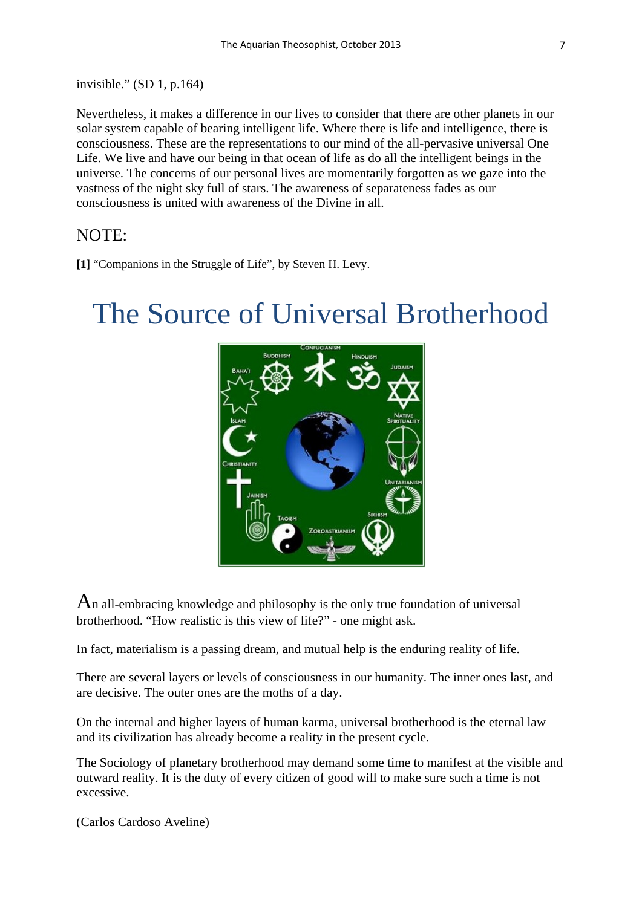invisible." (SD 1, p.164)

Nevertheless, it makes a difference in our lives to consider that there are other planets in our solar system capable of bearing intelligent life. Where there is life and intelligence, there is consciousness. These are the representations to our mind of the all-pervasive universal One Life. We live and have our being in that ocean of life as do all the intelligent beings in the universe. The concerns of our personal lives are momentarily forgotten as we gaze into the vastness of the night sky full of stars. The awareness of separateness fades as our consciousness is united with awareness of the Divine in all.

## NOTE:

**[1]** "Companions in the Struggle of Life", by Steven H. Levy.

# The Source of Universal Brotherhood

An all-embracing knowledge and philosophy is the only true foundation of universal brotherhood. "How realistic is this view of life?" - one might ask.

In fact, materialism is a passing dream, and mutual help is the enduring reality of life.

There are several layers or levels of consciousness in our humanity. The inner ones last, and are decisive. The outer ones are the moths of a day.

On the internal and higher layers of human karma, universal brotherhood is the eternal law and its civilization has already become a reality in the present cycle.

The Sociology of planetary brotherhood may demand some time to manifest at the visible and outward reality. It is the duty of every citizen of good will to make sure such a time is not excessive.

(Carlos Cardoso Aveline)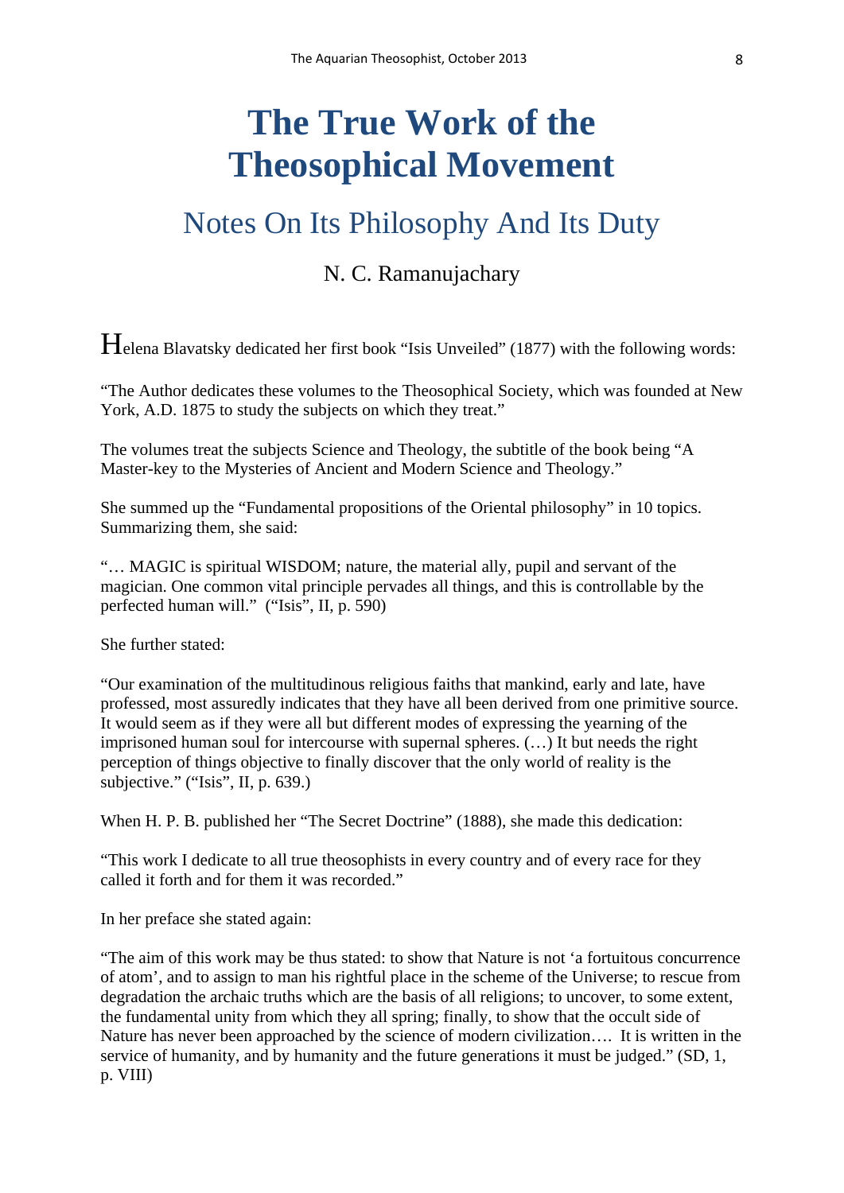# The True Work of the Theosophical Movement

## Notes On Its Philosophy And Its Duty

### N. C. Ramanujachary

Helena Blavatsky dedicated her first book "Isis Unveiled" (1877) with the following words:

"The Author dedicates these volumes to the Theosophical Society, which was founded at New York, A.D. 1875 to study the subjects on which they treat."

The volumes treat the subjects Science and Theology, the subtitle of the book being "A Master-key to the Mysteries of Ancient and Modern Science and Theology."

She summed up the "Fundamental propositions of the Oriental philosophy" in 10 topics. Summarizing them, she said:

"… MAGIC is spiritual WISDOM; nature, the material ally, pupil and servant of the magician. One common vital principle pervades all things, and this is controllable by the perfected human will." ("Isis", II, p. 590)

She further stated:

"Our examination of the multitudinous religious faiths that mankind, early and late, have professed, most assuredly indicates that they have all been derived from one primitive source. It would seem as if they were all but different modes of expressing the yearning of the imprisoned human soul for intercourse with supernal spheres. (…) It but needs the right perception of things objective to finally discover that the only world of reality is the subjective." ("Isis", II, p. 639.)

When H. P. B. published her "The Secret Doctrine" (1888), she made this dedication:

"This work I dedicate to all true theosophists in every country and of every race for they called it forth and for them it was recorded."

In her preface she stated again:

"The aim of this work may be thus stated: to show that Nature is not 'a fortuitous concurrence of atom', and to assign to man his rightful place in the scheme of the Universe; to rescue from degradation the archaic truths which are the basis of all religions; to uncover, to some extent, the fundamental unity from which they all spring; finally, to show that the occult side of Nature has never been approached by the science of modern civilization…. It is written in the service of humanity, and by humanity and the future generations it must be judged." (SD, 1, p. VIII)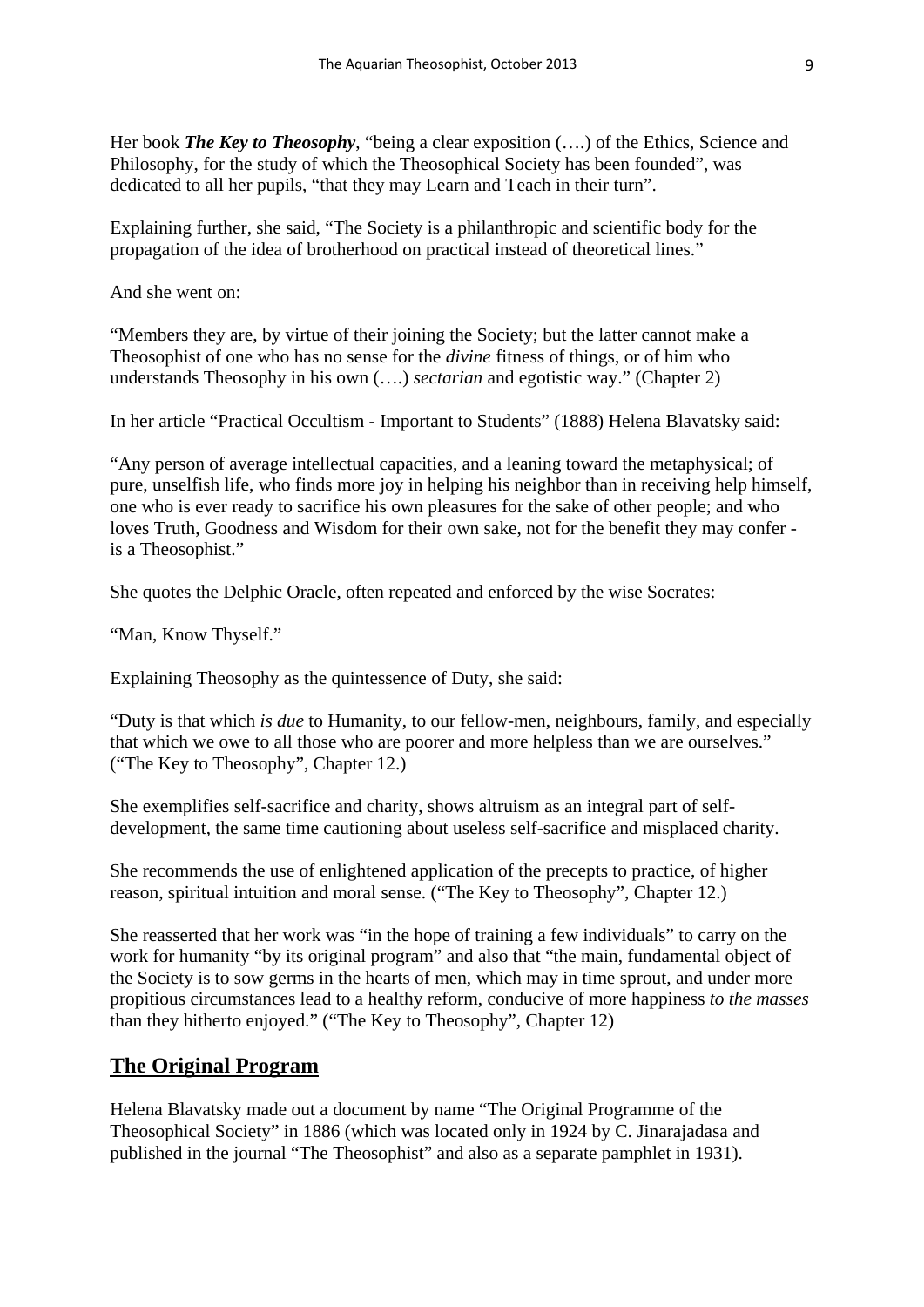Her book ***The Key to Theosophy***, "being a clear exposition (….) of the Ethics, Science and Philosophy, for the study of which the Theosophical Society has been founded", was dedicated to all her pupils, "that they may Learn and Teach in their turn".

Explaining further, she said, "The Society is a philanthropic and scientific body for the propagation of the idea of brotherhood on practical instead of theoretical lines."

And she went on:

"Members they are, by virtue of their joining the Society; but the latter cannot make a Theosophist of one who has no sense for the *divine* fitness of things, or of him who understands Theosophy in his own (….) *sectarian* and egotistic way." (Chapter 2)

In her article "Practical Occultism - Important to Students" (1888) Helena Blavatsky said:

"Any person of average intellectual capacities, and a leaning toward the metaphysical; of pure, unselfish life, who finds more joy in helping his neighbor than in receiving help himself, one who is ever ready to sacrifice his own pleasures for the sake of other people; and who loves Truth, Goodness and Wisdom for their own sake, not for the benefit they may confer - is a Theosophist."

She quotes the Delphic Oracle, often repeated and enforced by the wise Socrates:

"Man, Know Thyself."

Explaining Theosophy as the quintessence of Duty, she said:

"Duty is that which *is due* to Humanity, to our fellow-men, neighbours, family, and especially that which we owe to all those who are poorer and more helpless than we are ourselves." ("The Key to Theosophy", Chapter 12.)

She exemplifies self-sacrifice and charity, shows altruism as an integral part of self-development, the same time cautioning about useless self-sacrifice and misplaced charity.

She recommends the use of enlightened application of the precepts to practice, of higher reason, spiritual intuition and moral sense. ("The Key to Theosophy", Chapter 12.)

She reasserted that her work was "in the hope of training a few individuals" to carry on the work for humanity "by its original program" and also that "the main, fundamental object of the Society is to sow germs in the hearts of men, which may in time sprout, and under more propitious circumstances lead to a healthy reform, conducive of more happiness *to the masses* than they hitherto enjoyed." ("The Key to Theosophy", Chapter 12)

## The Original Program

Helena Blavatsky made out a document by name "The Original Programme of the Theosophical Society" in 1886 (which was located only in 1924 by C. Jinarajadasa and published in the journal "The Theosophist" and also as a separate pamphlet in 1931).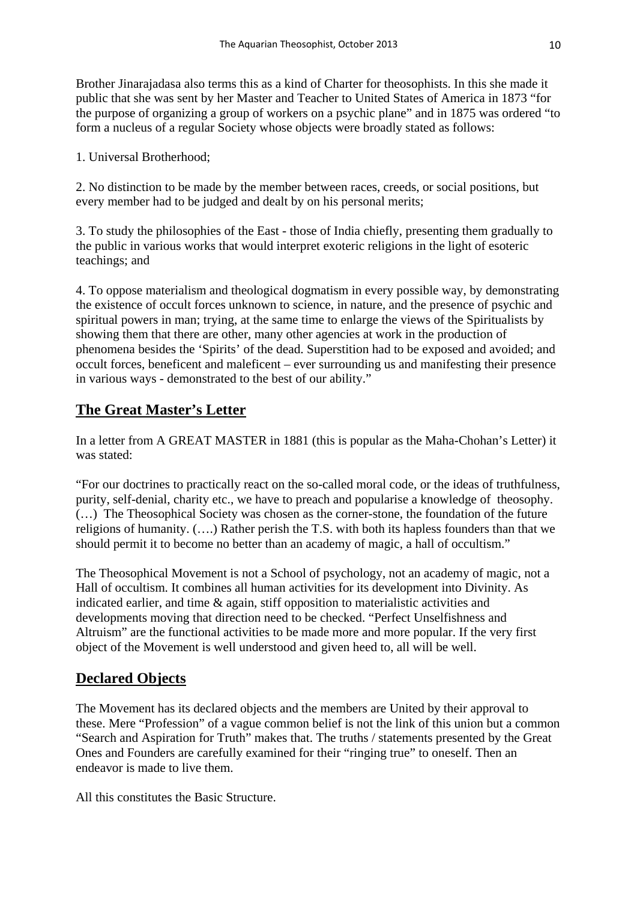Brother Jinarajadasa also terms this as a kind of Charter for theosophists. In this she made it public that she was sent by her Master and Teacher to United States of America in 1873 "for the purpose of organizing a group of workers on a psychic plane" and in 1875 was ordered "to form a nucleus of a regular Society whose objects were broadly stated as follows:

1. Universal Brotherhood;

2. No distinction to be made by the member between races, creeds, or social positions, but every member had to be judged and dealt by on his personal merits;

3. To study the philosophies of the East - those of India chiefly, presenting them gradually to the public in various works that would interpret exoteric religions in the light of esoteric teachings; and

4. To oppose materialism and theological dogmatism in every possible way, by demonstrating the existence of occult forces unknown to science, in nature, and the presence of psychic and spiritual powers in man; trying, at the same time to enlarge the views of the Spiritualists by showing them that there are other, many other agencies at work in the production of phenomena besides the 'Spirits' of the dead. Superstition had to be exposed and avoided; and occult forces, beneficent and maleficent – ever surrounding us and manifesting their presence in various ways - demonstrated to the best of our ability."

## The Great Master's Letter

In a letter from A GREAT MASTER in 1881 (this is popular as the Maha-Chohan's Letter) it was stated:

"For our doctrines to practically react on the so-called moral code, or the ideas of truthfulness, purity, self-denial, charity etc., we have to preach and popularise a knowledge of theosophy. (…) The Theosophical Society was chosen as the corner-stone, the foundation of the future religions of humanity. (….) Rather perish the T.S. with both its hapless founders than that we should permit it to become no better than an academy of magic, a hall of occultism."

The Theosophical Movement is not a School of psychology, not an academy of magic, not a Hall of occultism. It combines all human activities for its development into Divinity. As indicated earlier, and time & again, stiff opposition to materialistic activities and developments moving that direction need to be checked. "Perfect Unselfishness and Altruism" are the functional activities to be made more and more popular. If the very first object of the Movement is well understood and given heed to, all will be well.

## Declared Objects

The Movement has its declared objects and the members are United by their approval to these. Mere "Profession" of a vague common belief is not the link of this union but a common "Search and Aspiration for Truth" makes that. The truths / statements presented by the Great Ones and Founders are carefully examined for their "ringing true" to oneself. Then an endeavor is made to live them.

All this constitutes the Basic Structure.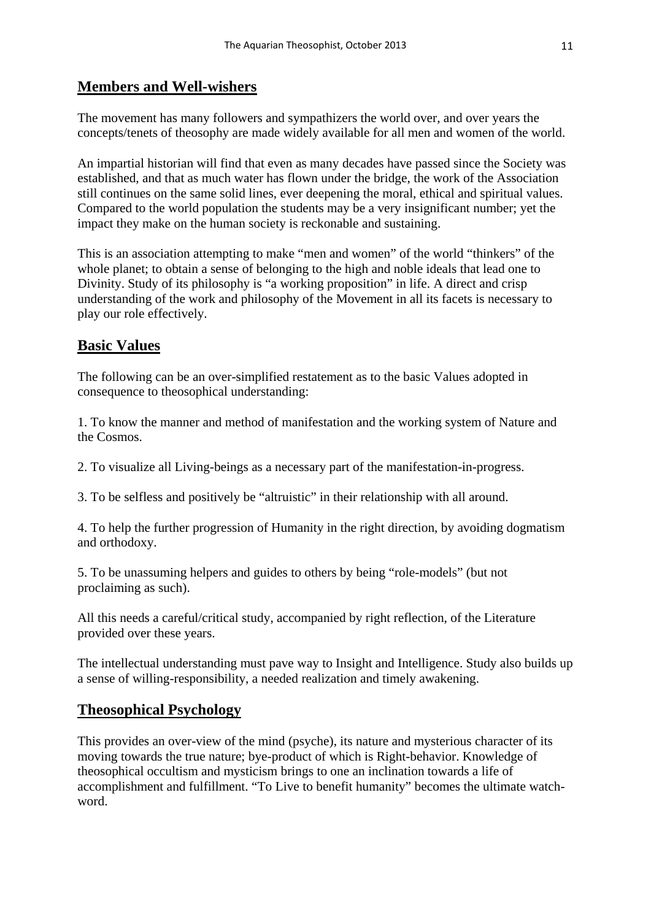## Members and Well-wishers

The movement has many followers and sympathizers the world over, and over years the concepts/tenets of theosophy are made widely available for all men and women of the world.

An impartial historian will find that even as many decades have passed since the Society was established, and that as much water has flown under the bridge, the work of the Association still continues on the same solid lines, ever deepening the moral, ethical and spiritual values. Compared to the world population the students may be a very insignificant number; yet the impact they make on the human society is reckonable and sustaining.

This is an association attempting to make "men and women" of the world "thinkers" of the whole planet; to obtain a sense of belonging to the high and noble ideals that lead one to Divinity. Study of its philosophy is "a working proposition" in life. A direct and crisp understanding of the work and philosophy of the Movement in all its facets is necessary to play our role effectively.

## Basic Values

The following can be an over-simplified restatement as to the basic Values adopted in consequence to theosophical understanding:

1. To know the manner and method of manifestation and the working system of Nature and the Cosmos.

2. To visualize all Living-beings as a necessary part of the manifestation-in-progress.

3. To be selfless and positively be "altruistic" in their relationship with all around.

4. To help the further progression of Humanity in the right direction, by avoiding dogmatism and orthodoxy.

5. To be unassuming helpers and guides to others by being "role-models" (but not proclaiming as such).

All this needs a careful/critical study, accompanied by right reflection, of the Literature provided over these years.

The intellectual understanding must pave way to Insight and Intelligence. Study also builds up a sense of willing-responsibility, a needed realization and timely awakening.

## Theosophical Psychology

This provides an over-view of the mind (psyche), its nature and mysterious character of its moving towards the true nature; bye-product of which is Right-behavior. Knowledge of theosophical occultism and mysticism brings to one an inclination towards a life of accomplishment and fulfillment. "To Live to benefit humanity" becomes the ultimate watch-word.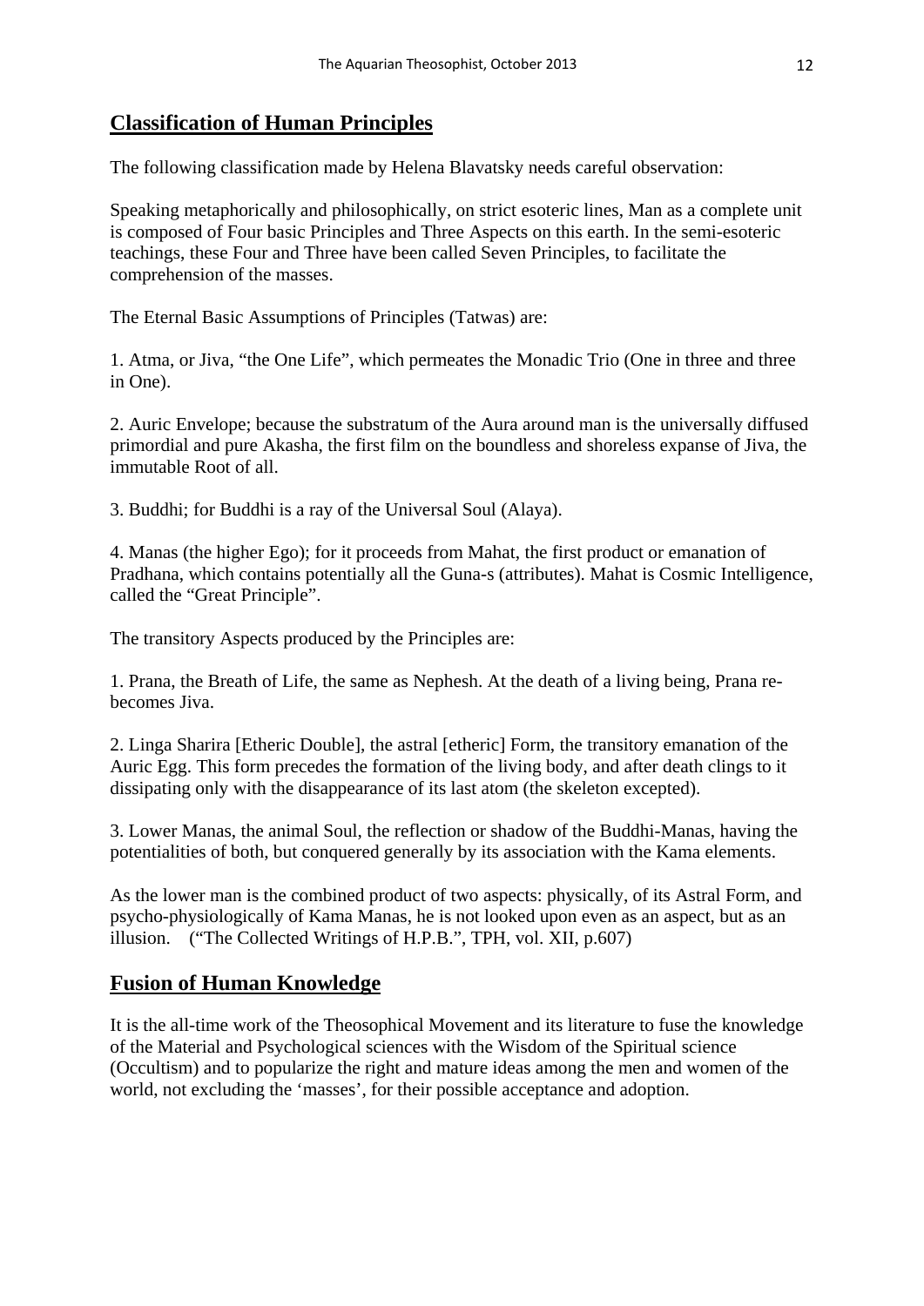## Classification of Human Principles

The following classification made by Helena Blavatsky needs careful observation:

Speaking metaphorically and philosophically, on strict esoteric lines, Man as a complete unit is composed of Four basic Principles and Three Aspects on this earth. In the semi-esoteric teachings, these Four and Three have been called Seven Principles, to facilitate the comprehension of the masses.

The Eternal Basic Assumptions of Principles (Tatwas) are:

1. Atma, or Jiva, "the One Life", which permeates the Monadic Trio (One in three and three in One).

2. Auric Envelope; because the substratum of the Aura around man is the universally diffused primordial and pure Akasha, the first film on the boundless and shoreless expanse of Jiva, the immutable Root of all.

3. Buddhi; for Buddhi is a ray of the Universal Soul (Alaya).

4. Manas (the higher Ego); for it proceeds from Mahat, the first product or emanation of Pradhana, which contains potentially all the Guna-s (attributes). Mahat is Cosmic Intelligence, called the "Great Principle".

The transitory Aspects produced by the Principles are:

1. Prana, the Breath of Life, the same as Nephesh. At the death of a living being, Prana re-becomes Jiva.

2. Linga Sharira [Etheric Double], the astral [etheric] Form, the transitory emanation of the Auric Egg. This form precedes the formation of the living body, and after death clings to it dissipating only with the disappearance of its last atom (the skeleton excepted).

3. Lower Manas, the animal Soul, the reflection or shadow of the Buddhi-Manas, having the potentialities of both, but conquered generally by its association with the Kama elements.

As the lower man is the combined product of two aspects: physically, of its Astral Form, and psycho-physiologically of Kama Manas, he is not looked upon even as an aspect, but as an illusion. ("The Collected Writings of H.P.B.", TPH, vol. XII, p.607)

## Fusion of Human Knowledge

It is the all-time work of the Theosophical Movement and its literature to fuse the knowledge of the Material and Psychological sciences with the Wisdom of the Spiritual science (Occultism) and to popularize the right and mature ideas among the men and women of the world, not excluding the 'masses', for their possible acceptance and adoption.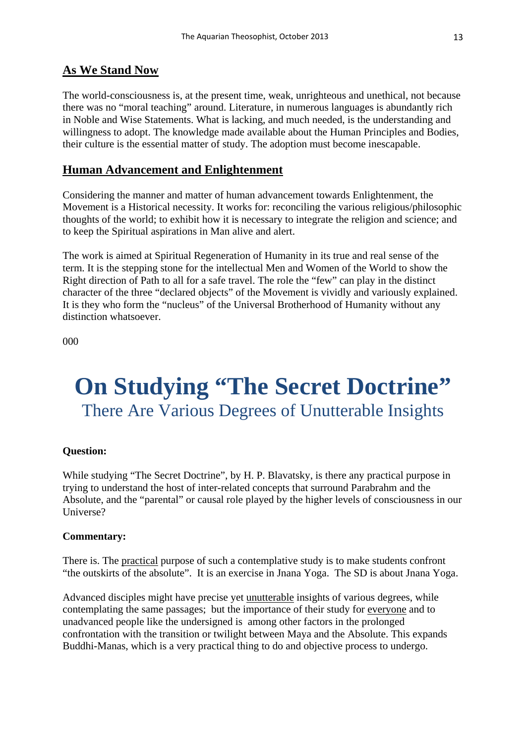## As We Stand Now

The world-consciousness is, at the present time, weak, unrighteous and unethical, not because there was no "moral teaching" around. Literature, in numerous languages is abundantly rich in Noble and Wise Statements. What is lacking, and much needed, is the understanding and willingness to adopt. The knowledge made available about the Human Principles and Bodies, their culture is the essential matter of study. The adoption must become inescapable.

## Human Advancement and Enlightenment

Considering the manner and matter of human advancement towards Enlightenment, the Movement is a Historical necessity. It works for: reconciling the various religious/philosophic thoughts of the world; to exhibit how it is necessary to integrate the religion and science; and to keep the Spiritual aspirations in Man alive and alert.

The work is aimed at Spiritual Regeneration of Humanity in its true and real sense of the term. It is the stepping stone for the intellectual Men and Women of the World to show the Right direction of Path to all for a safe travel. The role the "few" can play in the distinct character of the three "declared objects" of the Movement is vividly and variously explained. It is they who form the "nucleus" of the Universal Brotherhood of Humanity without any distinction whatsoever.

000

# On Studying "The Secret Doctrine"

### There Are Various Degrees of Unutterable Insights

**Question:**

While studying "The Secret Doctrine", by H. P. Blavatsky, is there any practical purpose in trying to understand the host of inter-related concepts that surround Parabrahm and the Absolute, and the "parental" or causal role played by the higher levels of consciousness in our Universe?

**Commentary:**

There is. The practical purpose of such a contemplative study is to make students confront "the outskirts of the absolute". It is an exercise in Jnana Yoga. The SD is about Jnana Yoga.

Advanced disciples might have precise yet unutterable insights of various degrees, while contemplating the same passages; but the importance of their study for everyone and to unadvanced people like the undersigned is among other factors in the prolonged confrontation with the transition or twilight between Maya and the Absolute. This expands Buddhi-Manas, which is a very practical thing to do and objective process to undergo.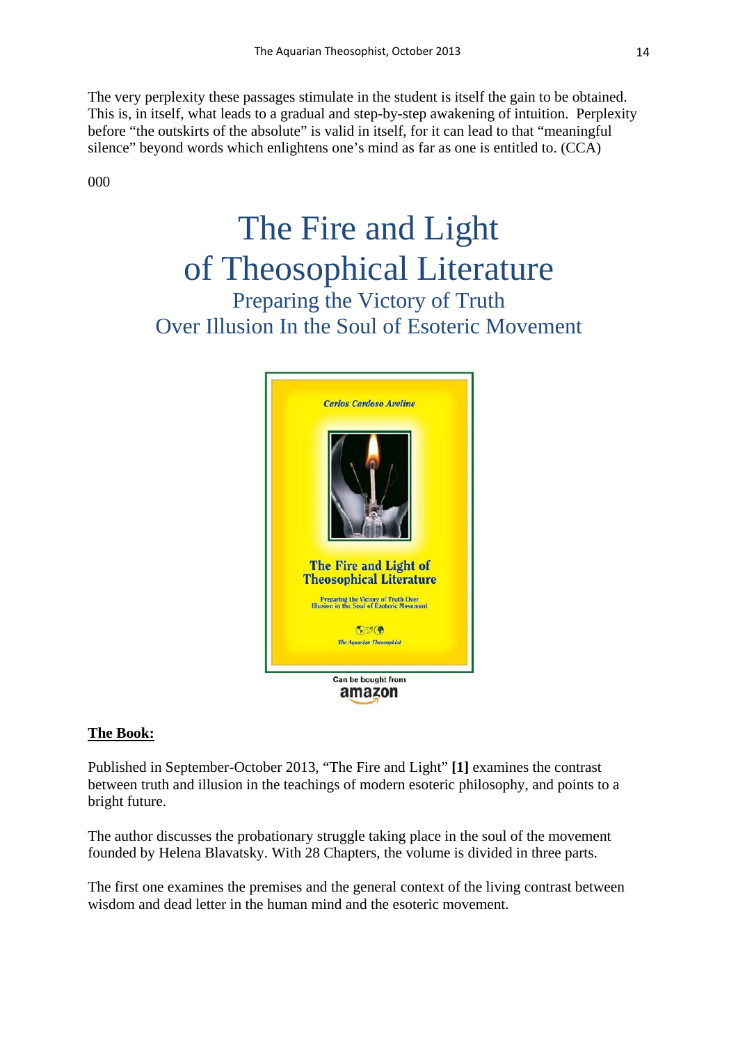The very perplexity these passages stimulate in the student is itself the gain to be obtained. This is, in itself, what leads to a gradual and step-by-step awakening of intuition. Perplexity before "the outskirts of the absolute" is valid in itself, for it can lead to that "meaningful silence" beyond words which enlightens one's mind as far as one is entitled to. (CCA)

000

# The Fire and Light of Theosophical Literature

## Preparing the Victory of Truth Over Illusion In the Soul of Esoteric Movement

**The Book:**

Published in September-October 2013, "The Fire and Light" **[1]** examines the contrast between truth and illusion in the teachings of modern esoteric philosophy, and points to a bright future.

The author discusses the probationary struggle taking place in the soul of the movement founded by Helena Blavatsky. With 28 Chapters, the volume is divided in three parts.

The first one examines the premises and the general context of the living contrast between wisdom and dead letter in the human mind and the esoteric movement.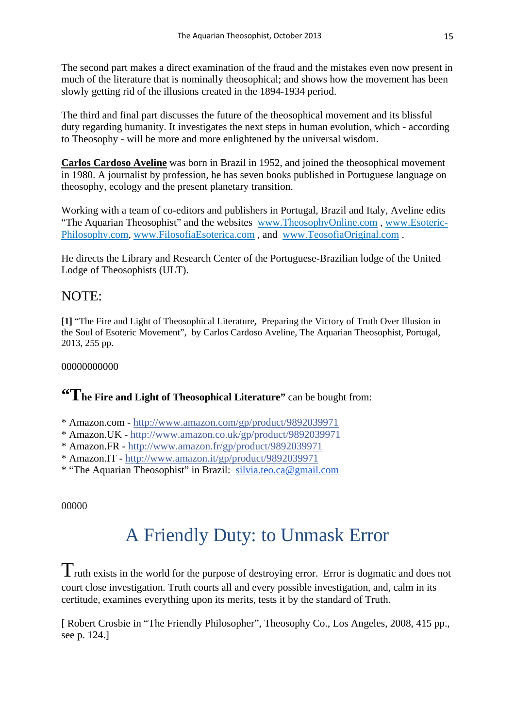The second part makes a direct examination of the fraud and the mistakes even now present in much of the literature that is nominally theosophical; and shows how the movement has been slowly getting rid of the illusions created in the 1894-1934 period.

The third and final part discusses the future of the theosophical movement and its blissful duty regarding humanity. It investigates the next steps in human evolution, which - according to Theosophy - will be more and more enlightened by the universal wisdom.

**Carlos Cardoso Aveline** was born in Brazil in 1952, and joined the theosophical movement in 1980. A journalist by profession, he has seven books published in Portuguese language on theosophy, ecology and the present planetary transition.

Working with a team of co-editors and publishers in Portugal, Brazil and Italy, Aveline edits "The Aquarian Theosophist" and the websites www.TheosophyOnline.com , www.Esoteric-Philosophy.com, www.FilosofiaEsoterica.com , and www.TeosofiaOriginal.com .

He directs the Library and Research Center of the Portuguese-Brazilian lodge of the United Lodge of Theosophists (ULT).

## NOTE:

**[1]** "The Fire and Light of Theosophical Literature**,** Preparing the Victory of Truth Over Illusion in the Soul of Esoteric Movement", by Carlos Cardoso Aveline, The Aquarian Theosophist, Portugal, 2013, 255 pp.

00000000000

**"The Fire and Light of Theosophical Literature"** can be bought from:

* Amazon.com - http://www.amazon.com/gp/product/9892039971
* Amazon.UK - http://www.amazon.co.uk/gp/product/9892039971
* Amazon.FR - http://www.amazon.fr/gp/product/9892039971
* Amazon.IT - http://www.amazon.it/gp/product/9892039971
* "The Aquarian Theosophist" in Brazil: silvia.teo.ca@gmail.com

00000

# A Friendly Duty: to Unmask Error

Truth exists in the world for the purpose of destroying error. Error is dogmatic and does not court close investigation. Truth courts all and every possible investigation, and, calm in its certitude, examines everything upon its merits, tests it by the standard of Truth.

[ Robert Crosbie in "The Friendly Philosopher", Theosophy Co., Los Angeles, 2008, 415 pp., see p. 124.]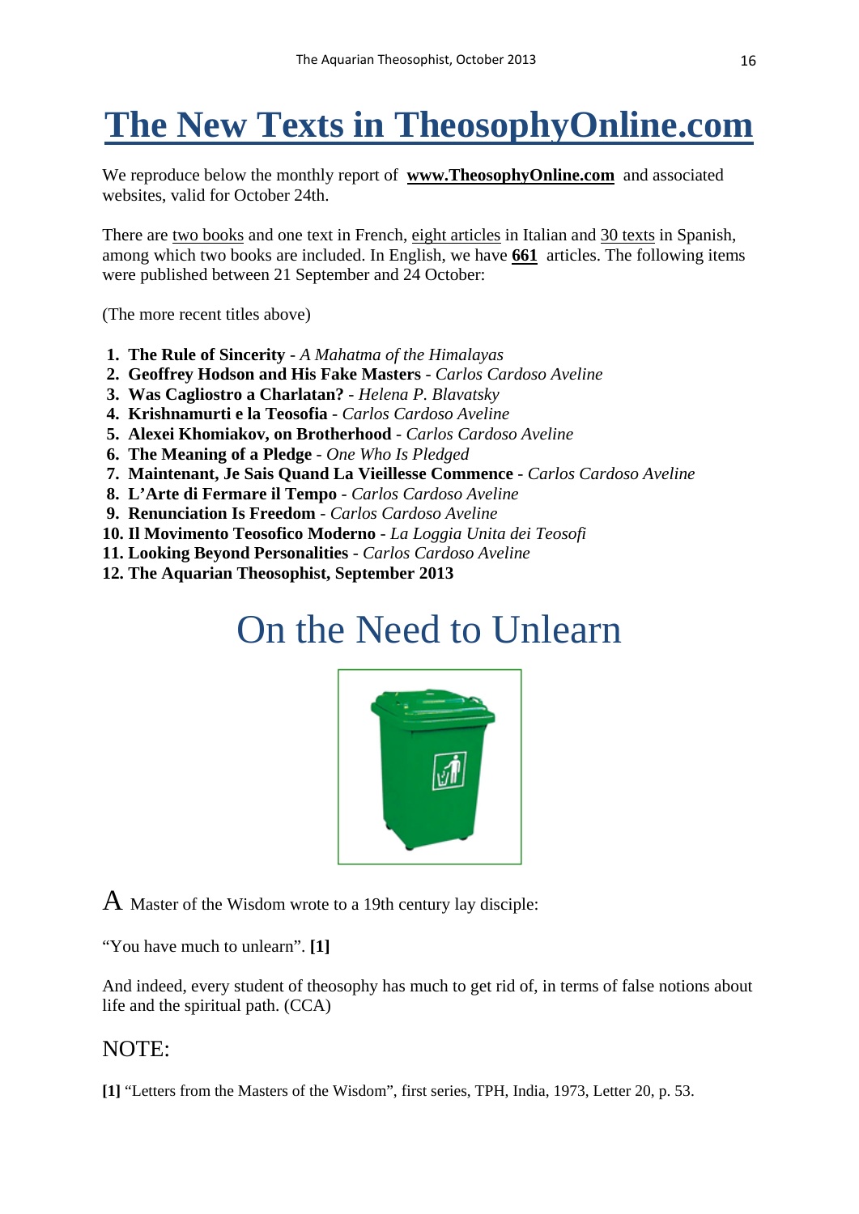# The New Texts in TheosophyOnline.com

We reproduce below the monthly report of **www.TheosophyOnline.com** and associated websites, valid for October 24th.

There are two books and one text in French, eight articles in Italian and 30 texts in Spanish, among which two books are included. In English, we have **661** articles. The following items were published between 21 September and 24 October:

(The more recent titles above)

1. **The Rule of Sincerity** - *A Mahatma of the Himalayas*
2. **Geoffrey Hodson and His Fake Masters** - *Carlos Cardoso Aveline*
3. **Was Cagliostro a Charlatan?** - *Helena P. Blavatsky*
4. **Krishnamurti e la Teosofia** - *Carlos Cardoso Aveline*
5. **Alexei Khomiakov, on Brotherhood** - *Carlos Cardoso Aveline*
6. **The Meaning of a Pledge** - *One Who Is Pledged*
7. **Maintenant, Je Sais Quand La Vieillesse Commence** - *Carlos Cardoso Aveline*
8. **L'Arte di Fermare il Tempo** - *Carlos Cardoso Aveline*
9. **Renunciation Is Freedom** - *Carlos Cardoso Aveline*
10. **Il Movimento Teosofico Moderno** - *La Loggia Unita dei Teosofi*
11. **Looking Beyond Personalities** - *Carlos Cardoso Aveline*
12. **The Aquarian Theosophist, September 2013**

# On the Need to Unlearn

A Master of the Wisdom wrote to a 19th century lay disciple:

"You have much to unlearn". **[1]**

And indeed, every student of theosophy has much to get rid of, in terms of false notions about life and the spiritual path. (CCA)

## NOTE:

**[1]** "Letters from the Masters of the Wisdom", first series, TPH, India, 1973, Letter 20, p. 53.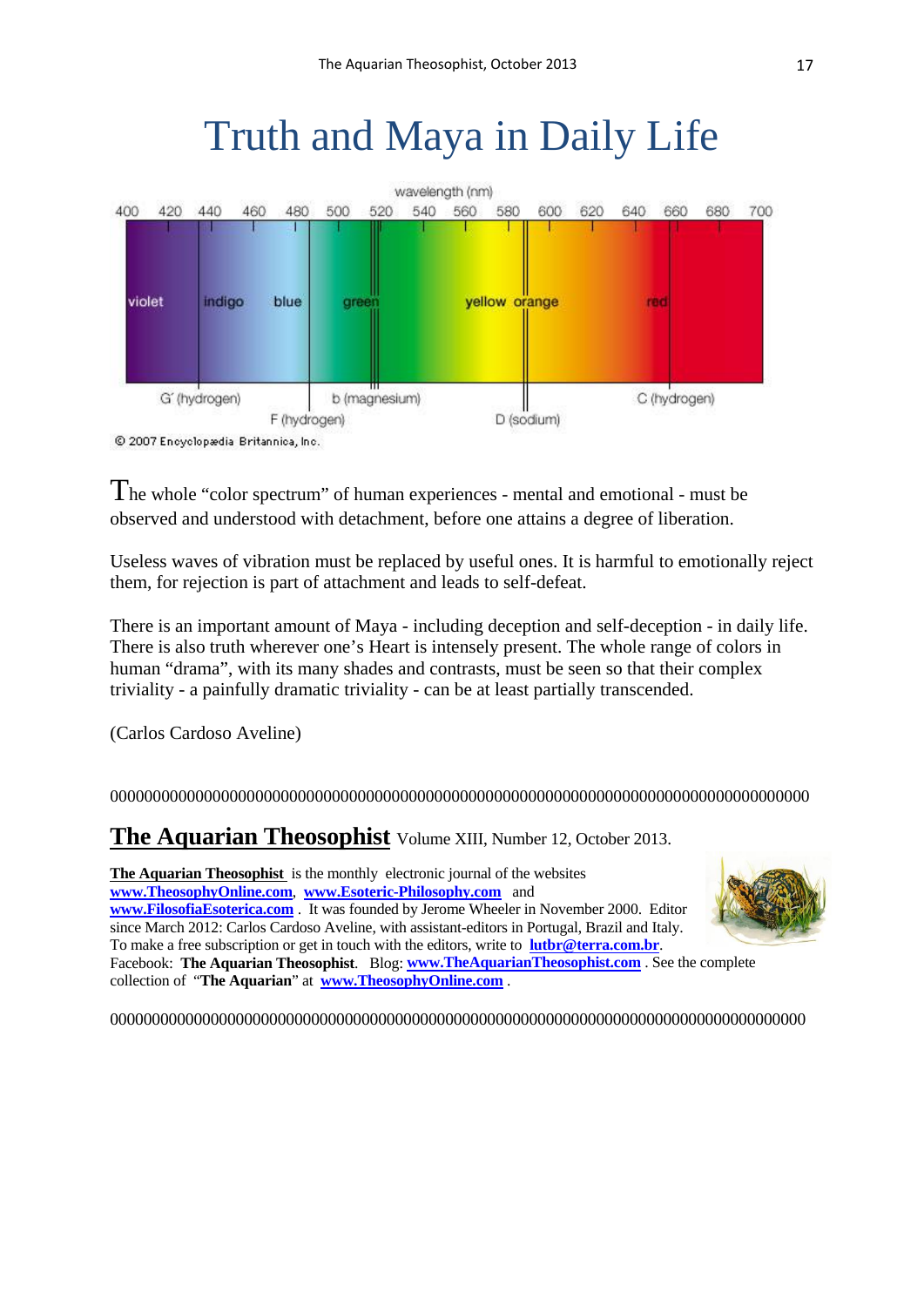# Truth and Maya in Daily Life

wavelength (nm)

400 420 440 460 480 500 520 540 560 580 600 620 640 660 680 700

violet indigo blue green yellow orange red

G´ (hydrogen) F (hydrogen) b (magnesium) D (sodium) C (hydrogen)

© 2007 Encyclopædia Britannica, Inc.

The whole "color spectrum" of human experiences - mental and emotional - must be observed and understood with detachment, before one attains a degree of liberation.

Useless waves of vibration must be replaced by useful ones. It is harmful to emotionally reject them, for rejection is part of attachment and leads to self-defeat.

There is an important amount of Maya - including deception and self-deception - in daily life. There is also truth wherever one's Heart is intensely present. The whole range of colors in human "drama", with its many shades and contrasts, must be seen so that their complex triviality - a painfully dramatic triviality - can be at least partially transcended.

(Carlos Cardoso Aveline)

000000000000000000000000000000000000000000000000000000000000000000000000000000

**The Aquarian Theosophist** Volume XIII, Number 12, October 2013.

**The Aquarian Theosophist** is the monthly electronic journal of the websites **www.TheosophyOnline.com**, **www.Esoteric-Philosophy.com** and **www.FilosofiaEsoterica.com** . It was founded by Jerome Wheeler in November 2000. Editor since March 2012: Carlos Cardoso Aveline, with assistant-editors in Portugal, Brazil and Italy. To make a free subscription or get in touch with the editors, write to **lutbr@terra.com.br**. Facebook: **The Aquarian Theosophist**. Blog: **www.TheAquarianTheosophist.com** . See the complete collection of "**The Aquarian**" at **www.TheosophyOnline.com** .

000000000000000000000000000000000000000000000000000000000000000000000000000000